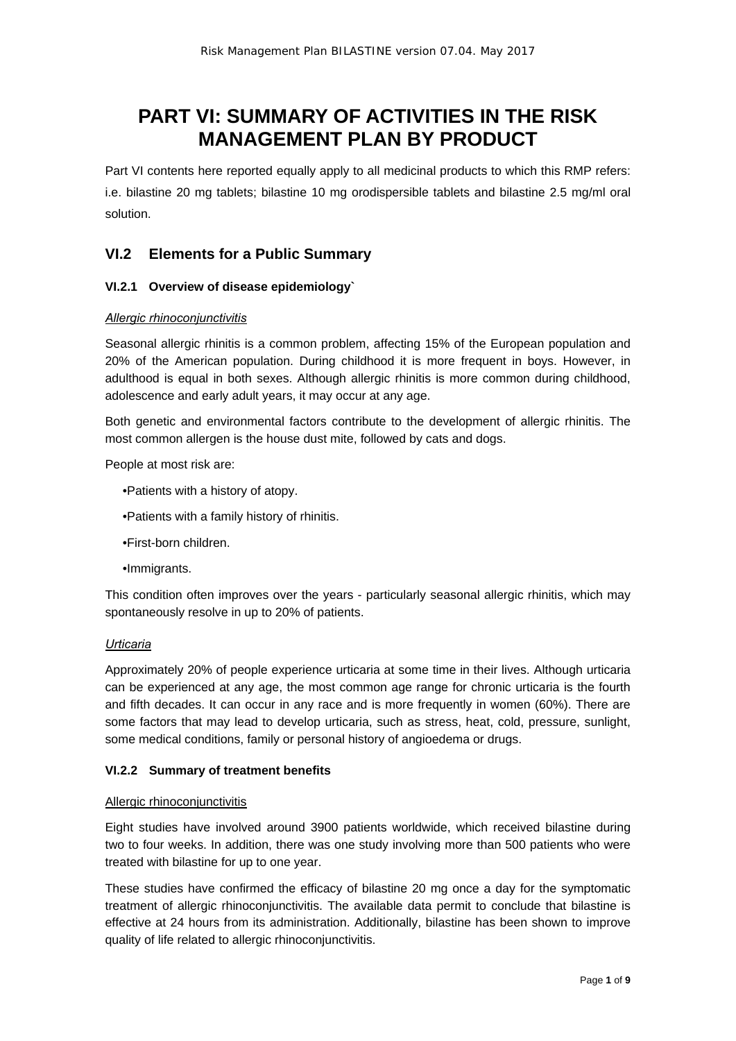# PART VI: SUMMARY OF ACTIVITIES IN THE RISK MANAGEMENT PLAN BY PRODUCT

Part VI contents here reported equally apply to all medicinal products to which this RMP refers: i.e. bilastine 20 mg tablets; bilastine 10 mg orodispersible tablets and bilastine 2.5 mg/ml oral solution.

## VI.2 Elements for a Public Summary

### VI.2.1 Overview of disease epidemiology`

*Allergic rhinoconjunctivitis*

Seasonal allergic rhinitis is a common problem, affecting 15% of the European population and 20% of the American population. During childhood it is more frequent in boys. However, in adulthood is equal in both sexes. Although allergic rhinitis is more common during childhood, adolescence and early adult years, it may occur at any age.

Both genetic and environmental factors contribute to the development of allergic rhinitis. The most common allergen is the house dust mite, followed by cats and dogs.

People at most risk are:

- Patients with a history of atopy.
- Patients with a family history of rhinitis.
- First-born children.
- Immigrants.

This condition often improves over the years - particularly seasonal allergic rhinitis, which may spontaneously resolve in up to 20% of patients.

*Urticaria*

Approximately 20% of people experience urticaria at some time in their lives. Although urticaria can be experienced at any age, the most common age range for chronic urticaria is the fourth and fifth decades. It can occur in any race and is more frequently in women (60%). There are some factors that may lead to develop urticaria, such as stress, heat, cold, pressure, sunlight, some medical conditions, family or personal history of angioedema or drugs.

### VI.2.2 Summary of treatment benefits

Allergic rhinoconjunctivitis

Eight studies have involved around 3900 patients worldwide, which received bilastine during two to four weeks. In addition, there was one study involving more than 500 patients who were treated with bilastine for up to one year.

These studies have confirmed the efficacy of bilastine 20 mg once a day for the symptomatic treatment of allergic rhinoconjunctivitis. The available data permit to conclude that bilastine is effective at 24 hours from its administration. Additionally, bilastine has been shown to improve quality of life related to allergic rhinoconjunctivitis.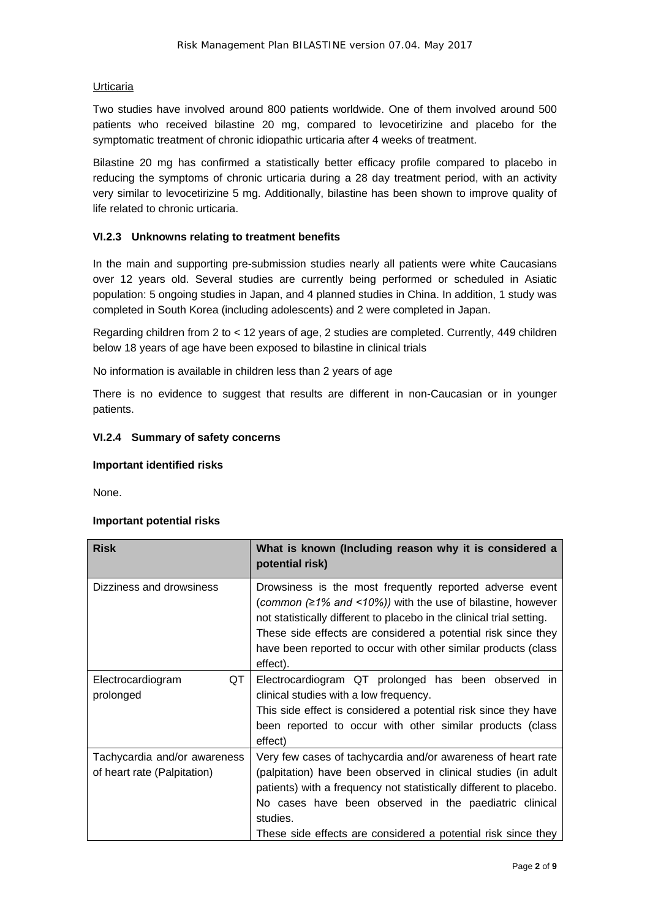Urticaria

Two studies have involved around 800 patients worldwide. One of them involved around 500 patients who received bilastine 20 mg, compared to levocetirizine and placebo for the symptomatic treatment of chronic idiopathic urticaria after 4 weeks of treatment.

Bilastine 20 mg has confirmed a statistically better efficacy profile compared to placebo in reducing the symptoms of chronic urticaria during a 28 day treatment period, with an activity very similar to levocetirizine 5 mg. Additionally, bilastine has been shown to improve quality of life related to chronic urticaria.

### VI.2.3 Unknowns relating to treatment benefits

In the main and supporting pre-submission studies nearly all patients were white Caucasians over 12 years old. Several studies are currently being performed or scheduled in Asiatic population: 5 ongoing studies in Japan, and 4 planned studies in China. In addition, 1 study was completed in South Korea (including adolescents) and 2 were completed in Japan.

Regarding children from 2 to < 12 years of age, 2 studies are completed. Currently, 449 children below 18 years of age have been exposed to bilastine in clinical trials

No information is available in children less than 2 years of age

There is no evidence to suggest that results are different in non-Caucasian or in younger patients.

### VI.2.4 Summary of safety concerns

**Important identified risks**

None.

**Important potential risks**

| Risk | What is known (Including reason why it is considered a potential risk) |
|---|---|
| Dizziness and drowsiness | Drowsiness is the most frequently reported adverse event (*common (≥1% and <10%))* with the use of bilastine, however not statistically different to placebo in the clinical trial setting. These side effects are considered a potential risk since they have been reported to occur with other similar products (class effect). |
| Electrocardiogram QT prolonged | Electrocardiogram QT prolonged has been observed in clinical studies with a low frequency. This side effect is considered a potential risk since they have been reported to occur with other similar products (class effect) |
| Tachycardia and/or awareness of heart rate (Palpitation) | Very few cases of tachycardia and/or awareness of heart rate (palpitation) have been observed in clinical studies (in adult patients) with a frequency not statistically different to placebo. No cases have been observed in the paediatric clinical studies. These side effects are considered a potential risk since they |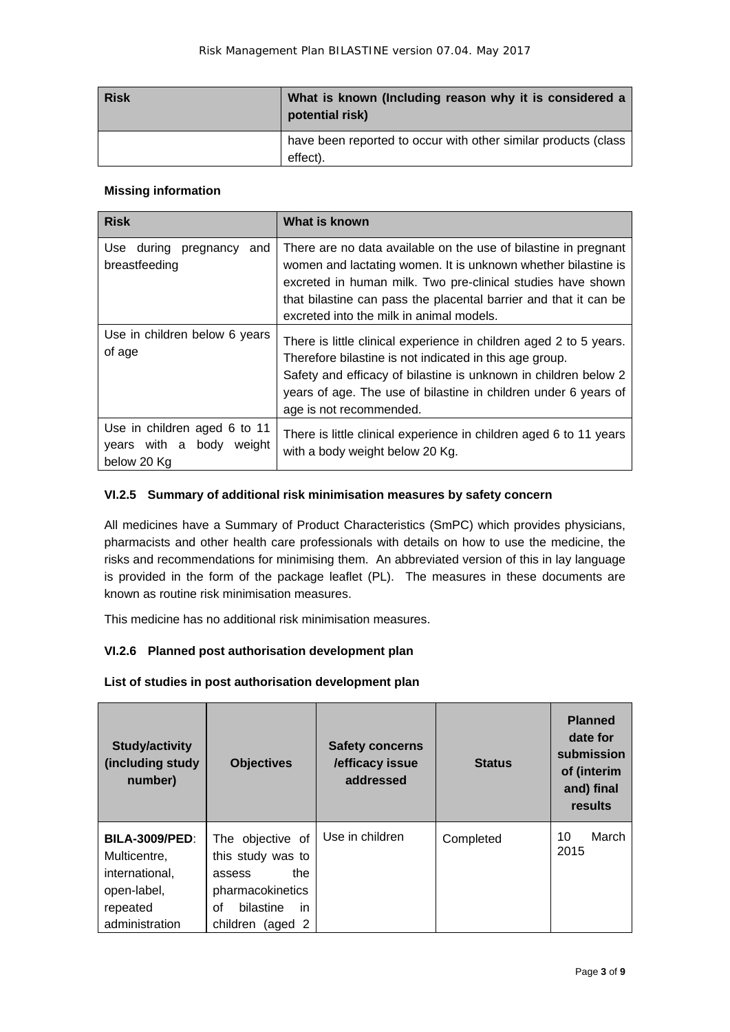| Risk | What is known (Including reason why it is considered a potential risk) |
|---|---|
| | have been reported to occur with other similar products (class effect). |

**Missing information**

| Risk | What is known |
|---|---|
| Use during pregnancy and breastfeeding | There are no data available on the use of bilastine in pregnant women and lactating women. It is unknown whether bilastine is excreted in human milk. Two pre-clinical studies have shown that bilastine can pass the placental barrier and that it can be excreted into the milk in animal models. |
| Use in children below 6 years of age | There is little clinical experience in children aged 2 to 5 years. Therefore bilastine is not indicated in this age group. Safety and efficacy of bilastine is unknown in children below 2 years of age. The use of bilastine in children under 6 years of age is not recommended. |
| Use in children aged 6 to 11 years with a body weight below 20 Kg | There is little clinical experience in children aged 6 to 11 years with a body weight below 20 Kg. |

### VI.2.5 Summary of additional risk minimisation measures by safety concern

All medicines have a Summary of Product Characteristics (SmPC) which provides physicians, pharmacists and other health care professionals with details on how to use the medicine, the risks and recommendations for minimising them. An abbreviated version of this in lay language is provided in the form of the package leaflet (PL). The measures in these documents are known as routine risk minimisation measures.

This medicine has no additional risk minimisation measures.

### VI.2.6 Planned post authorisation development plan

**List of studies in post authorisation development plan**

| Study/activity (including study number) | Objectives | Safety concerns /efficacy issue addressed | Status | Planned date for submission of (interim and) final results |
|---|---|---|---|---|
| **BILA-3009/PED**: Multicentre, international, open-label, repeated administration | The objective of this study was to assess the pharmacokinetics of bilastine in children (aged 2 | Use in children | Completed | 10 March 2015 |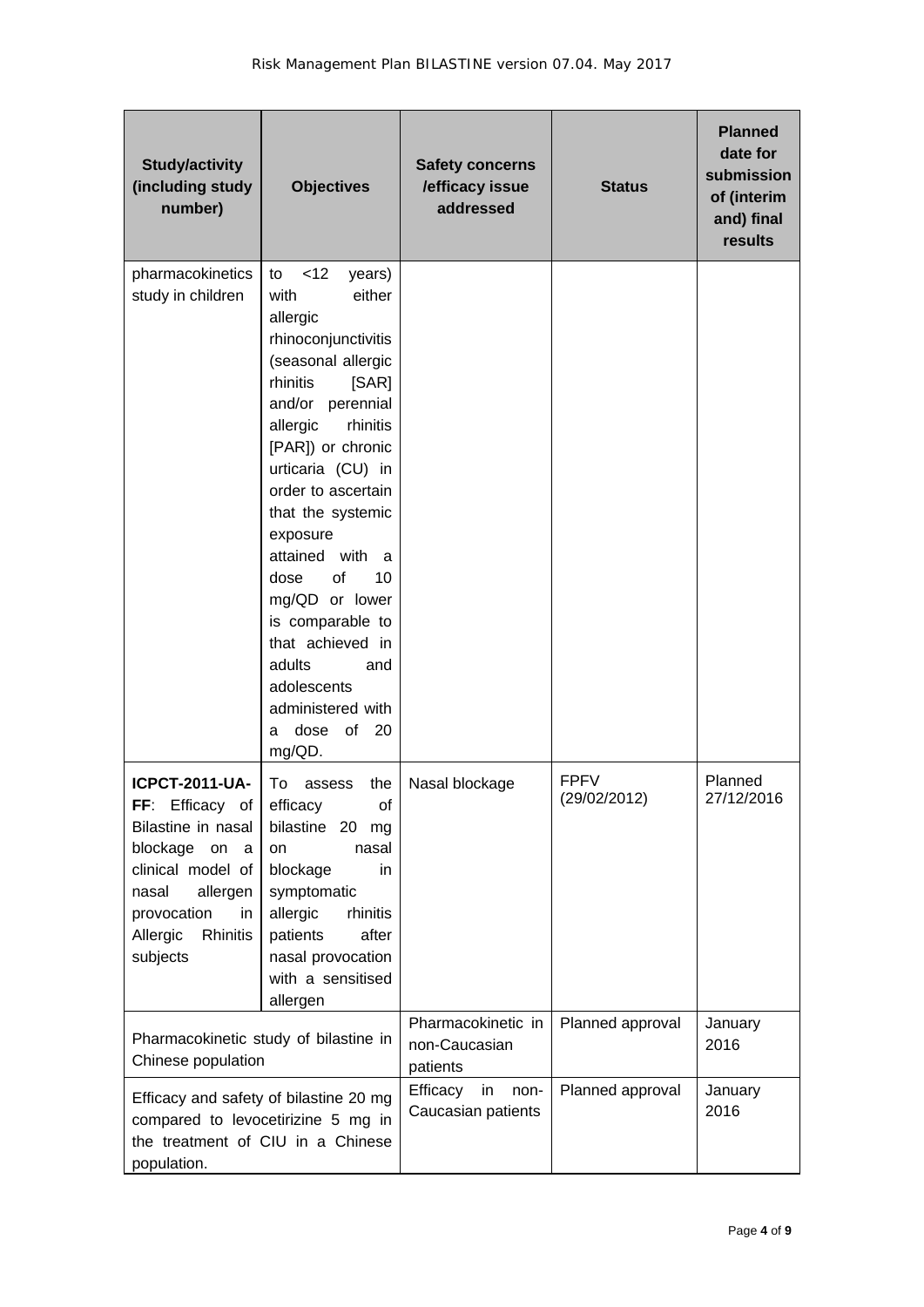| Study/activity (including study number) | Objectives | Safety concerns /efficacy issue addressed | Status | Planned date for submission of (interim and) final results |
|---|---|---|---|---|
| pharmacokinetics study in children | to <12 years) with either allergic rhinoconjunctivitis (seasonal allergic rhinitis [SAR] and/or perennial allergic rhinitis [PAR]) or chronic urticaria (CU) in order to ascertain that the systemic exposure attained with a dose of 10 mg/QD or lower is comparable to that achieved in adults and adolescents administered with a dose of 20 mg/QD. | | | |
| **ICPCT-2011-UA-FF**: Efficacy of Bilastine in nasal blockage on a clinical model of nasal allergen provocation in Allergic Rhinitis subjects | To assess the efficacy of bilastine 20 mg on nasal blockage in symptomatic allergic rhinitis patients after nasal provocation with a sensitised allergen | Nasal blockage | FPFV (29/02/2012) | Planned 27/12/2016 |
| Pharmacokinetic study of bilastine in Chinese population | | Pharmacokinetic in non-Caucasian patients | Planned approval | January 2016 |
| Efficacy and safety of bilastine 20 mg compared to levocetirizine 5 mg in the treatment of CIU in a Chinese population. | | Efficacy in non-Caucasian patients | Planned approval | January 2016 |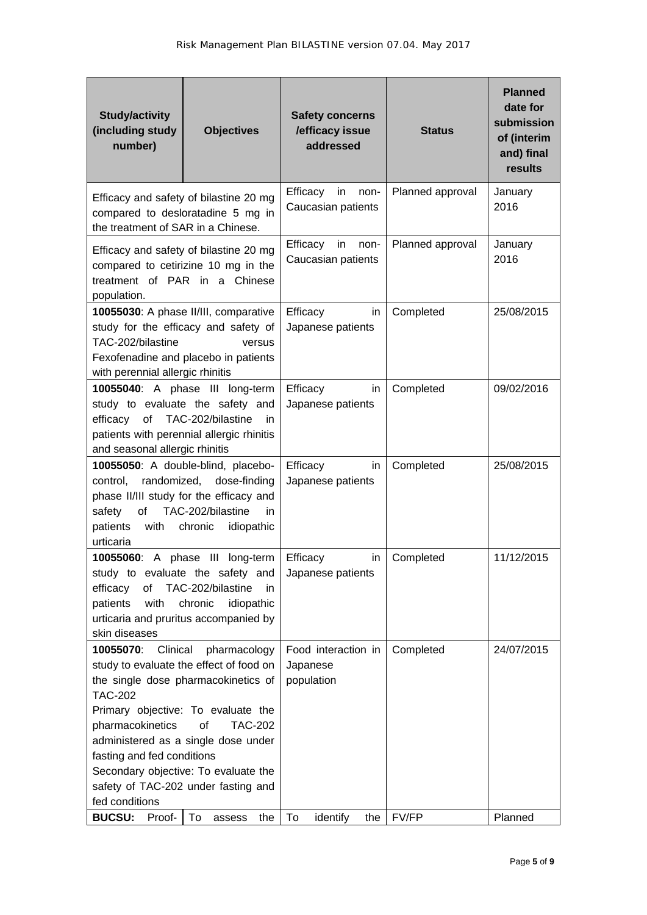| Study/activity (including study number) | Objectives | Safety concerns /efficacy issue addressed | Status | Planned date for submission of (interim and) final results |
|---|---|---|---|---|
| Efficacy and safety of bilastine 20 mg compared to desloratadine 5 mg in the treatment of SAR in a Chinese. | | Efficacy in non-Caucasian patients | Planned approval | January 2016 |
| Efficacy and safety of bilastine 20 mg compared to cetirizine 10 mg in the treatment of PAR in a Chinese population. | | Efficacy in non-Caucasian patients | Planned approval | January 2016 |
| **10055030**: A phase II/III, comparative study for the efficacy and safety of TAC-202/bilastine versus Fexofenadine and placebo in patients with perennial allergic rhinitis | | Efficacy in Japanese patients | Completed | 25/08/2015 |
| **10055040**: A phase III long-term study to evaluate the safety and efficacy of TAC-202/bilastine in patients with perennial allergic rhinitis and seasonal allergic rhinitis | | Efficacy in Japanese patients | Completed | 09/02/2016 |
| **10055050**: A double-blind, placebo-control, randomized, dose-finding phase II/III study for the efficacy and safety of TAC-202/bilastine in patients with chronic idiopathic urticaria | | Efficacy in Japanese patients | Completed | 25/08/2015 |
| **10055060**: A phase III long-term study to evaluate the safety and efficacy of TAC-202/bilastine in patients with chronic idiopathic urticaria and pruritus accompanied by skin diseases | | Efficacy in Japanese patients | Completed | 11/12/2015 |
| **10055070**: Clinical pharmacology study to evaluate the effect of food on the single dose pharmacokinetics of TAC-202<br>Primary objective: To evaluate the pharmacokinetics of TAC-202 administered as a single dose under fasting and fed conditions<br>Secondary objective: To evaluate the safety of TAC-202 under fasting and fed conditions | | Food interaction in Japanese population | Completed | 24/07/2015 |
| **BUCSU:** Proof- | To assess the | To identify the | FV/FP | Planned |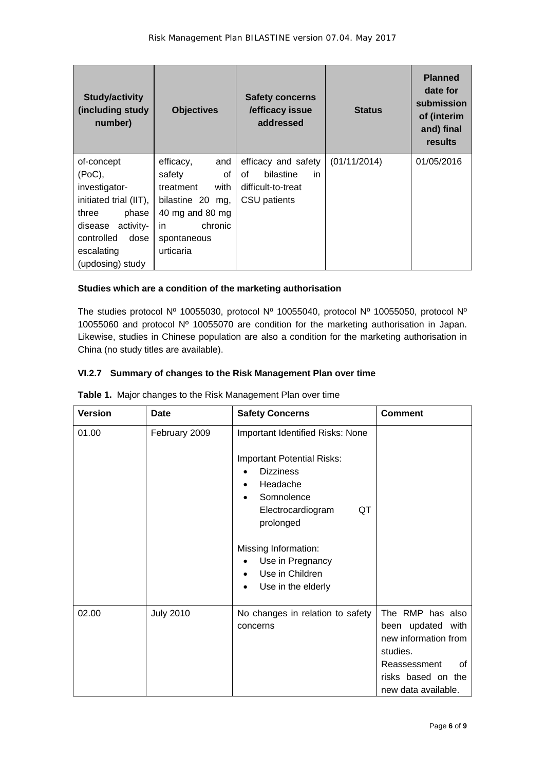| Study/activity (including study number) | Objectives | Safety concerns /efficacy issue addressed | Status | Planned date for submission of (interim and) final results |
|---|---|---|---|---|
| of-concept (PoC), investigator-initiated trial (IIT), three phase disease activity-controlled dose escalating (updosing) study | efficacy, and safety of treatment with bilastine 20 mg, 40 mg and 80 mg in chronic spontaneous urticaria | efficacy and safety of bilastine in difficult-to-treat CSU patients | (01/11/2014) | 01/05/2016 |

**Studies which are a condition of the marketing authorisation**

The studies protocol Nº 10055030, protocol Nº 10055040, protocol Nº 10055050, protocol Nº 10055060 and protocol Nº 10055070 are condition for the marketing authorisation in Japan. Likewise, studies in Chinese population are also a condition for the marketing authorisation in China (no study titles are available).

### VI.2.7 Summary of changes to the Risk Management Plan over time

**Table 1.** Major changes to the Risk Management Plan over time

| Version | Date | Safety Concerns | Comment |
|---|---|---|---|
| 01.00 | February 2009 | Important Identified Risks: None<br><br>Important Potential Risks:<br>• Dizziness<br>• Headache<br>• Somnolence<br>Electrocardiogram QT prolonged<br><br>Missing Information:<br>• Use in Pregnancy<br>• Use in Children<br>• Use in the elderly | |
| 02.00 | July 2010 | No changes in relation to safety concerns | The RMP has also been updated with new information from studies.<br>Reassessment of risks based on the new data available. |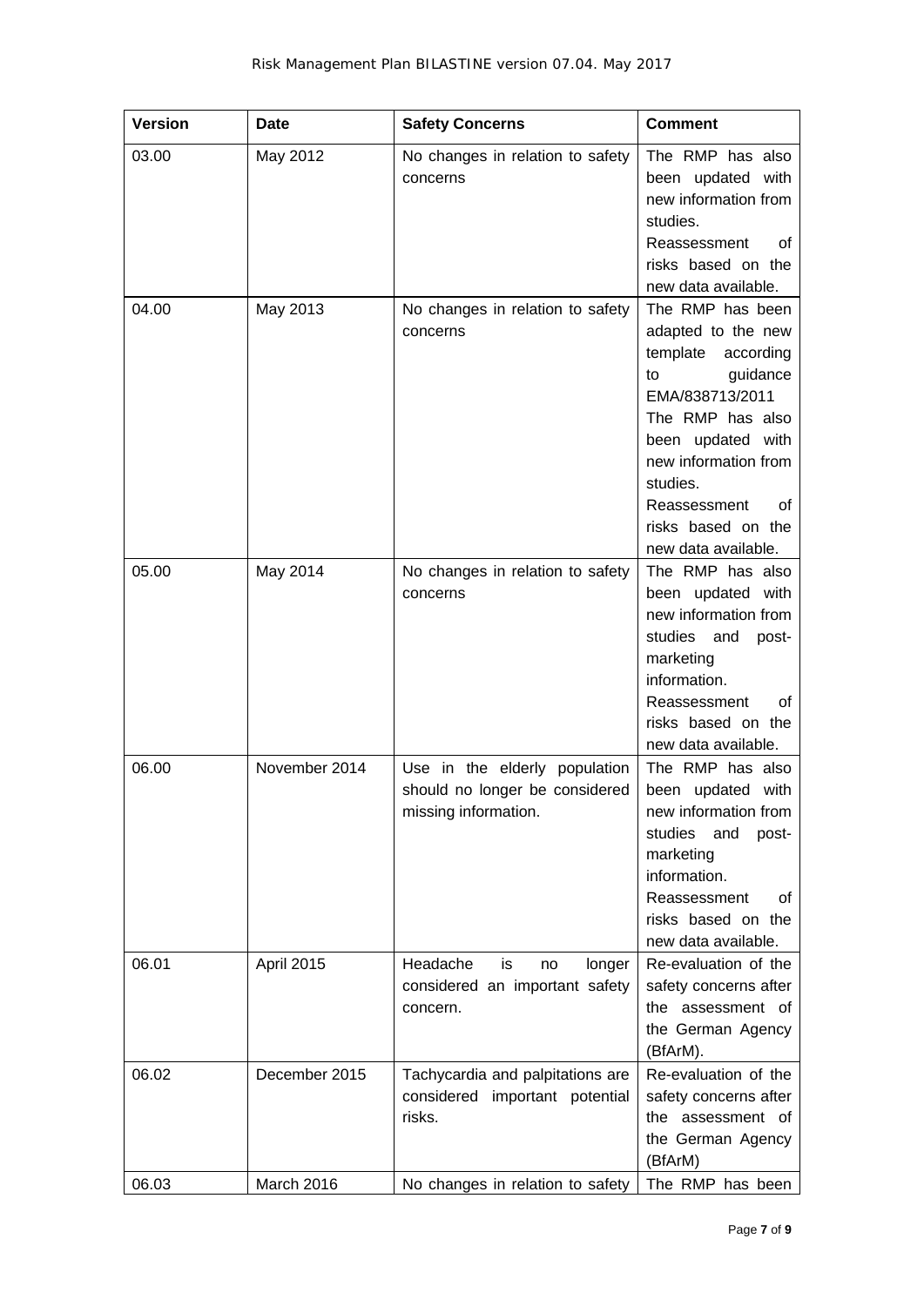| Version | Date | Safety Concerns | Comment |
|---|---|---|---|
| 03.00 | May 2012 | No changes in relation to safety concerns | The RMP has also been updated with new information from studies. Reassessment of risks based on the new data available. |
| 04.00 | May 2013 | No changes in relation to safety concerns | The RMP has been adapted to the new template according to guidance EMA/838713/2011 The RMP has also been updated with new information from studies. Reassessment of risks based on the new data available. |
| 05.00 | May 2014 | No changes in relation to safety concerns | The RMP has also been updated with new information from studies and post-marketing information. Reassessment of risks based on the new data available. |
| 06.00 | November 2014 | Use in the elderly population should no longer be considered missing information. | The RMP has also been updated with new information from studies and post-marketing information. Reassessment of risks based on the new data available. |
| 06.01 | April 2015 | Headache is no longer considered an important safety concern. | Re-evaluation of the safety concerns after the assessment of the German Agency (BfArM). |
| 06.02 | December 2015 | Tachycardia and palpitations are considered important potential risks. | Re-evaluation of the safety concerns after the assessment of the German Agency (BfArM) |
| 06.03 | March 2016 | No changes in relation to safety | The RMP has been |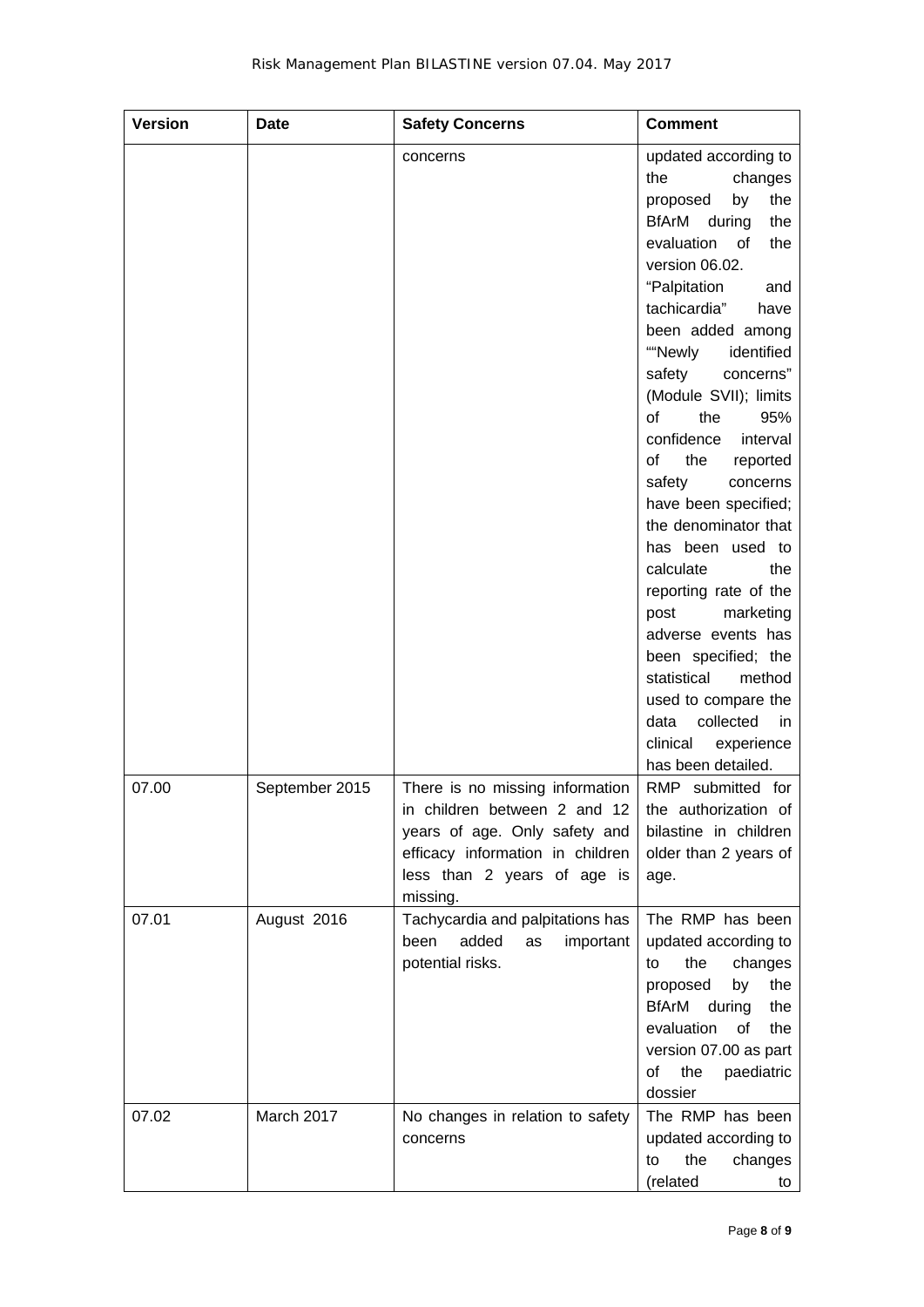| Version | Date | Safety Concerns | Comment |
|---|---|---|---|
| | | concerns | updated according to the changes proposed by the BfArM during the evaluation of the version 06.02. "Palpitation and tachicardia" have been added among ""Newly identified safety concerns" (Module SVII); limits of the 95% confidence interval of the reported safety concerns have been specified; the denominator that has been used to calculate the reporting rate of the post marketing adverse events has been specified; the statistical method used to compare the data collected in clinical experience has been detailed. |
| 07.00 | September 2015 | There is no missing information in children between 2 and 12 years of age. Only safety and efficacy information in children less than 2 years of age is missing. | RMP submitted for the authorization of bilastine in children older than 2 years of age. |
| 07.01 | August 2016 | Tachycardia and palpitations has been added as important potential risks. | The RMP has been updated according to to the changes proposed by the BfArM during the evaluation of the version 07.00 as part of the paediatric dossier |
| 07.02 | March 2017 | No changes in relation to safety concerns | The RMP has been updated according to to the changes (related to |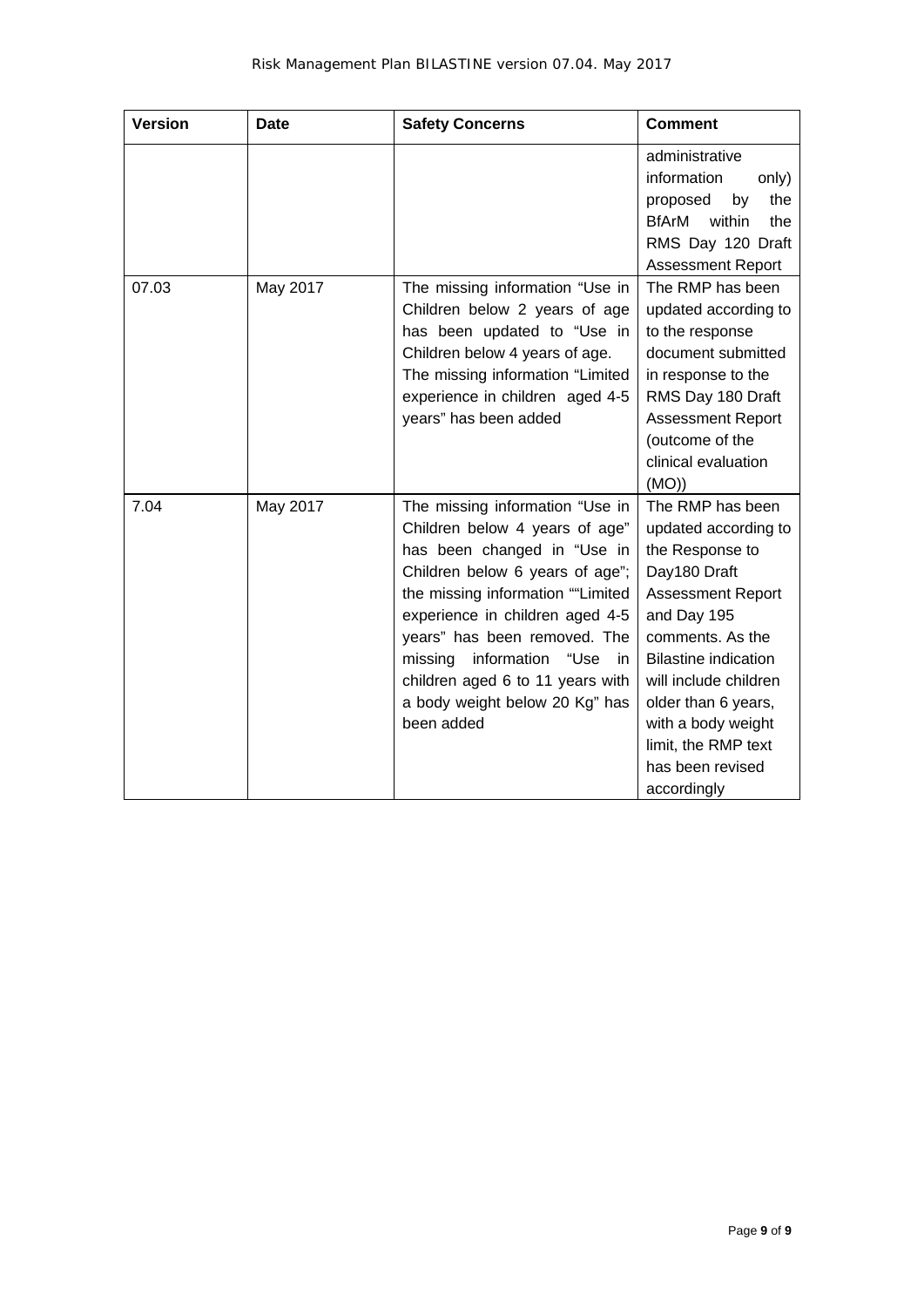| Version | Date | Safety Concerns | Comment |
|---|---|---|---|
| | | | administrative information only) proposed by the BfArM within the RMS Day 120 Draft Assessment Report |
| 07.03 | May 2017 | The missing information "Use in Children below 2 years of age has been updated to "Use in Children below 4 years of age. The missing information "Limited experience in children aged 4-5 years" has been added | The RMP has been updated according to to the response document submitted in response to the RMS Day 180 Draft Assessment Report (outcome of the clinical evaluation (MO)) |
| 7.04 | May 2017 | The missing information "Use in Children below 4 years of age" has been changed in "Use in Children below 6 years of age"; the missing information ""Limited experience in children aged 4-5 years" has been removed. The missing information "Use in children aged 6 to 11 years with a body weight below 20 Kg" has been added | The RMP has been updated according to the Response to Day180 Draft Assessment Report and Day 195 comments. As the Bilastine indication will include children older than 6 years, with a body weight limit, the RMP text has been revised accordingly |